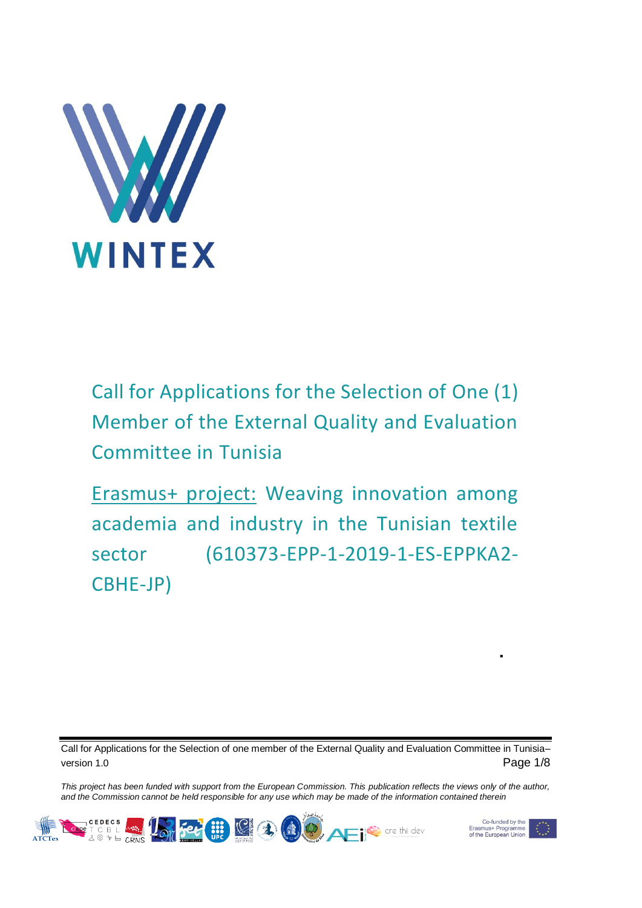WINTEX

# Call for Applications for the Selection of One (1) Member of the External Quality and Evaluation Committee in Tunisia

Erasmus+ project: Weaving innovation among academia and industry in the Tunisian textile sector (610373-EPP-1-2019-1-ES-EPPKA2-CBHE-JP)

*This project has been funded with support from the European Commission. This publication reflects the views only of the author, and the Commission cannot be held responsible for any use which may be made of the information contained therein*

Co-funded by the Erasmus+ Programme of the European Union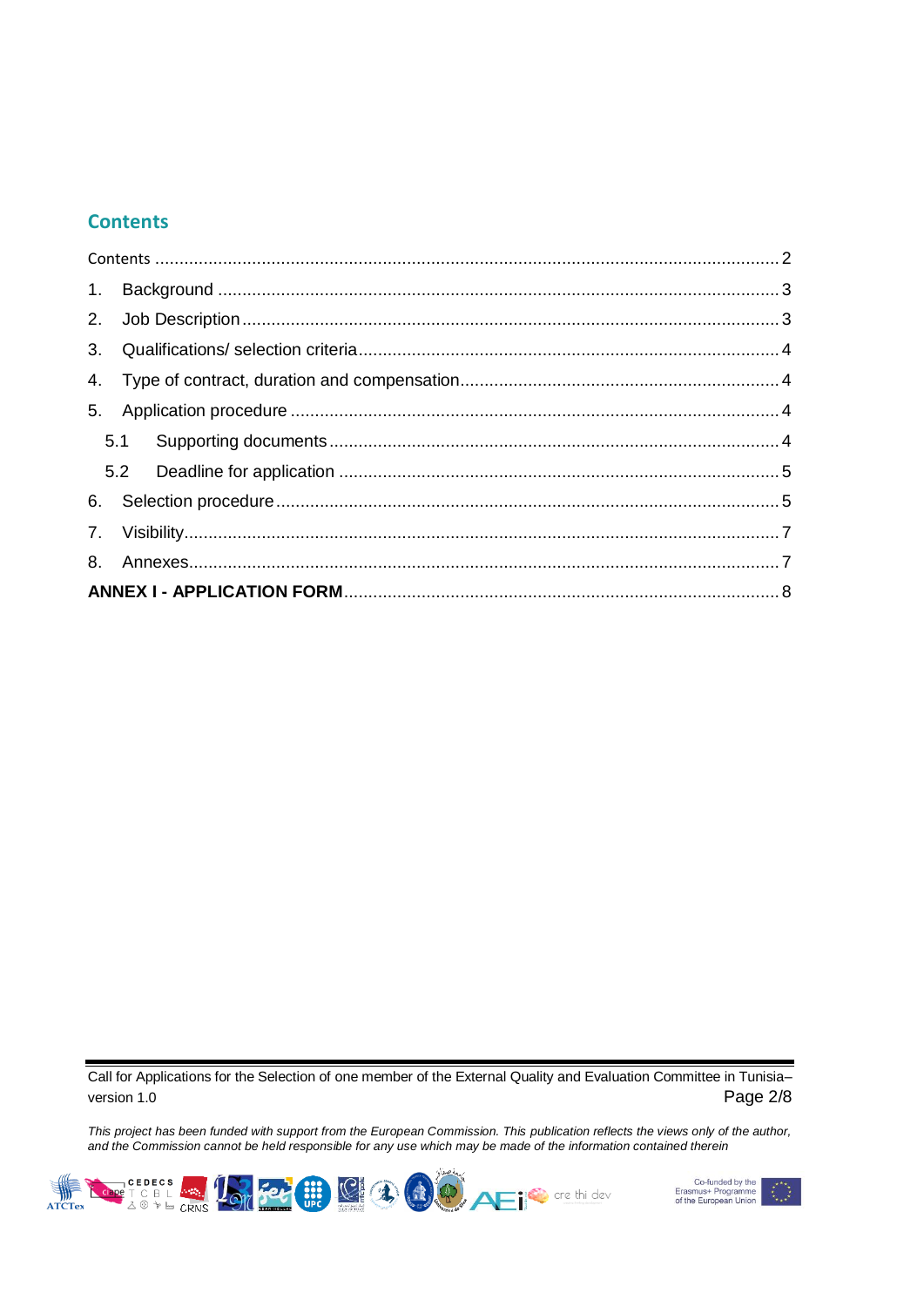## Contents

Contents ........................................................................................................................ 2

1. Background ................................................................................................................ 3
2. Job Description ........................................................................................................... 3
3. Qualifications/ selection criteria .................................................................................... 4
4. Type of contract, duration and compensation ................................................................. 4
5. Application procedure .................................................................................................. 4
   - 5.1 Supporting documents ........................................................................................... 4
   - 5.2 Deadline for application ........................................................................................ 5
6. Selection procedure ..................................................................................................... 5
7. Visibility ...................................................................................................................... 7
8. Annexes ...................................................................................................................... 7

**ANNEX I - APPLICATION FORM** ...................................................................................... 8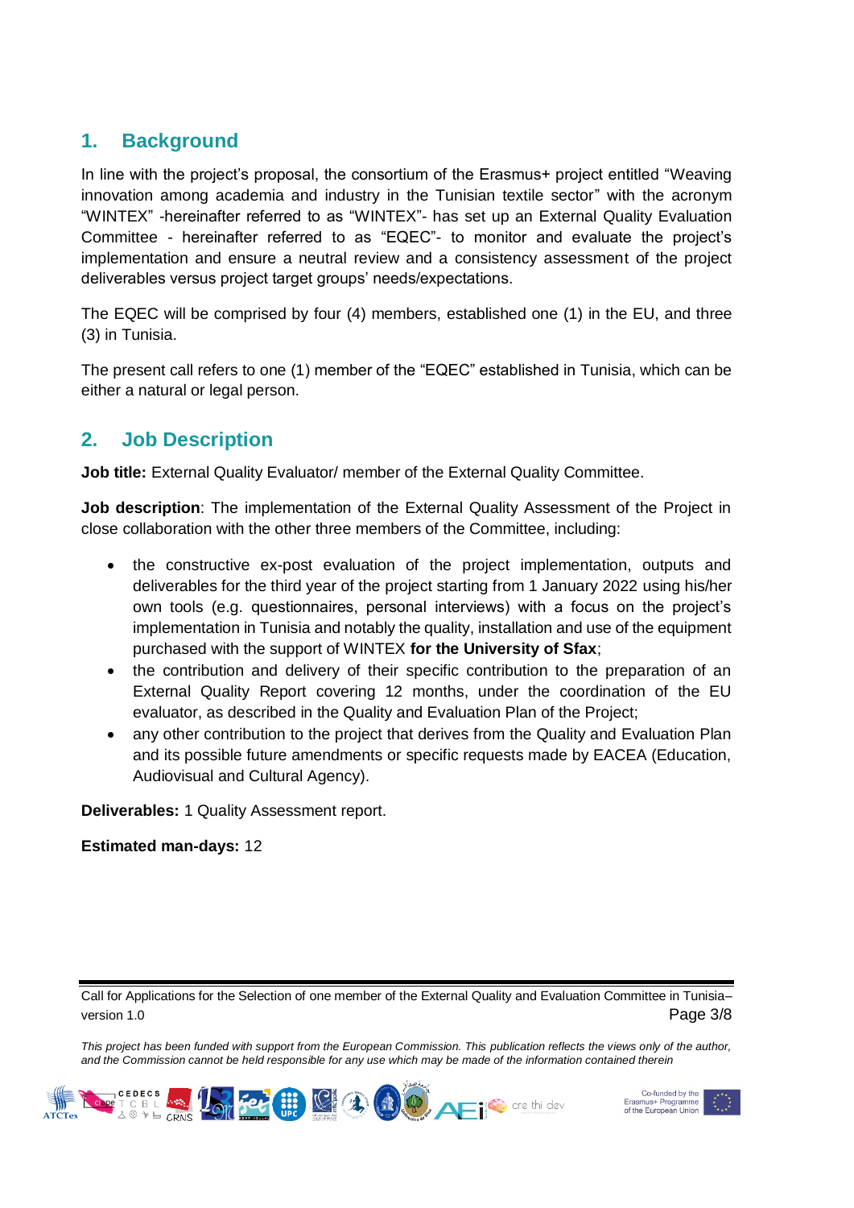## 1. Background

In line with the project's proposal, the consortium of the Erasmus+ project entitled "Weaving innovation among academia and industry in the Tunisian textile sector" with the acronym "WINTEX" -hereinafter referred to as "WINTEX"- has set up an External Quality Evaluation Committee - hereinafter referred to as "EQEC"- to monitor and evaluate the project's implementation and ensure a neutral review and a consistency assessment of the project deliverables versus project target groups' needs/expectations.

The EQEC will be comprised by four (4) members, established one (1) in the EU, and three (3) in Tunisia.

The present call refers to one (1) member of the "EQEC" established in Tunisia, which can be either a natural or legal person.

## 2. Job Description

**Job title:** External Quality Evaluator/ member of the External Quality Committee.

**Job description**: The implementation of the External Quality Assessment of the Project in close collaboration with the other three members of the Committee, including:

- the constructive ex-post evaluation of the project implementation, outputs and deliverables for the third year of the project starting from 1 January 2022 using his/her own tools (e.g. questionnaires, personal interviews) with a focus on the project's implementation in Tunisia and notably the quality, installation and use of the equipment purchased with the support of WINTEX **for the University of Sfax**;
- the contribution and delivery of their specific contribution to the preparation of an External Quality Report covering 12 months, under the coordination of the EU evaluator, as described in the Quality and Evaluation Plan of the Project;
- any other contribution to the project that derives from the Quality and Evaluation Plan and its possible future amendments or specific requests made by EACEA (Education, Audiovisual and Cultural Agency).

**Deliverables:** 1 Quality Assessment report.

**Estimated man-days:** 12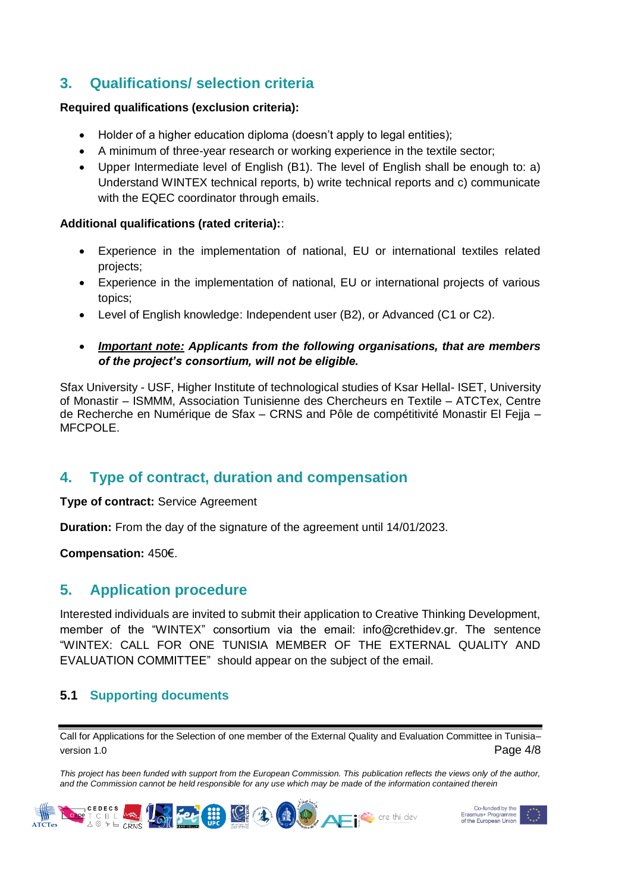## 3. Qualifications/ selection criteria

**Required qualifications (exclusion criteria):**

- Holder of a higher education diploma (doesn't apply to legal entities);
- A minimum of three-year research or working experience in the textile sector;
- Upper Intermediate level of English (B1). The level of English shall be enough to: a) Understand WINTEX technical reports, b) write technical reports and c) communicate with the EQEC coordinator through emails.

**Additional qualifications (rated criteria):**:

- Experience in the implementation of national, EU or international textiles related projects;
- Experience in the implementation of national, EU or international projects of various topics;
- Level of English knowledge: Independent user (B2), or Advanced (C1 or C2).

- ***Important note:*** ***Applicants from the following organisations, that are members of the project's consortium, will not be eligible.***

Sfax University - USF, Higher Institute of technological studies of Ksar Hellal- ISET, University of Monastir – ISMMM, Association Tunisienne des Chercheurs en Textile – ATCTex, Centre de Recherche en Numérique de Sfax – CRNS and Pôle de compétitivité Monastir El Fejja – MFCPOLE.

## 4. Type of contract, duration and compensation

**Type of contract:** Service Agreement

**Duration:** From the day of the signature of the agreement until 14/01/2023.

**Compensation:** 450€.

## 5. Application procedure

Interested individuals are invited to submit their application to Creative Thinking Development, member of the "WINTEX" consortium via the email: info@crethidev.gr. The sentence "WINTEX: CALL FOR ONE TUNISIA MEMBER OF THE EXTERNAL QUALITY AND EVALUATION COMMITTEE" should appear on the subject of the email.

### 5.1 Supporting documents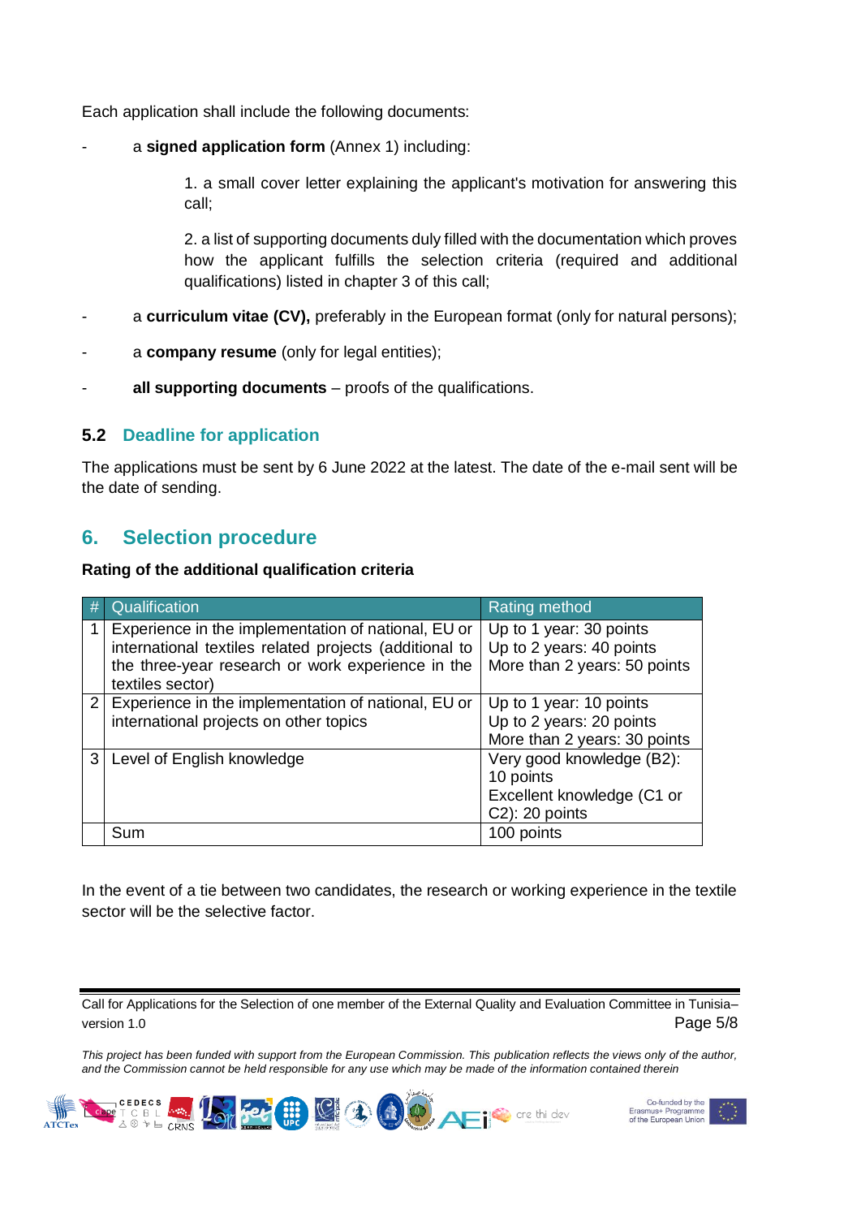Each application shall include the following documents:

- a **signed application form** (Annex 1) including:

    1. a small cover letter explaining the applicant's motivation for answering this call;

    2. a list of supporting documents duly filled with the documentation which proves how the applicant fulfills the selection criteria (required and additional qualifications) listed in chapter 3 of this call;

- a **curriculum vitae (CV),** preferably in the European format (only for natural persons);
- a **company resume** (only for legal entities);
- **all supporting documents** – proofs of the qualifications.

### 5.2 Deadline for application

The applications must be sent by 6 June 2022 at the latest. The date of the e-mail sent will be the date of sending.

## 6. Selection procedure

**Rating of the additional qualification criteria**

| # | Qualification | Rating method |
|---|---|---|
| 1 | Experience in the implementation of national, EU or international textiles related projects (additional to the three-year research or work experience in the textiles sector) | Up to 1 year: 30 points<br>Up to 2 years: 40 points<br>More than 2 years: 50 points |
| 2 | Experience in the implementation of national, EU or international projects on other topics | Up to 1 year: 10 points<br>Up to 2 years: 20 points<br>More than 2 years: 30 points |
| 3 | Level of English knowledge | Very good knowledge (B2): 10 points<br>Excellent knowledge (C1 or C2): 20 points |
| | Sum | 100 points |

In the event of a tie between two candidates, the research or working experience in the textile sector will be the selective factor.

*This project has been funded with support from the European Commission. This publication reflects the views only of the author, and the Commission cannot be held responsible for any use which may be made of the information contained therein*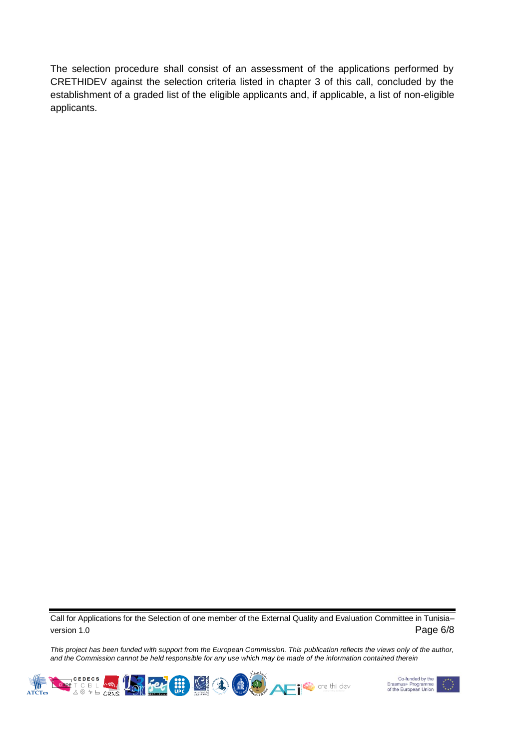The selection procedure shall consist of an assessment of the applications performed by CRETHIDEV against the selection criteria listed in chapter 3 of this call, concluded by the establishment of a graded list of the eligible applicants and, if applicable, a list of non-eligible applicants.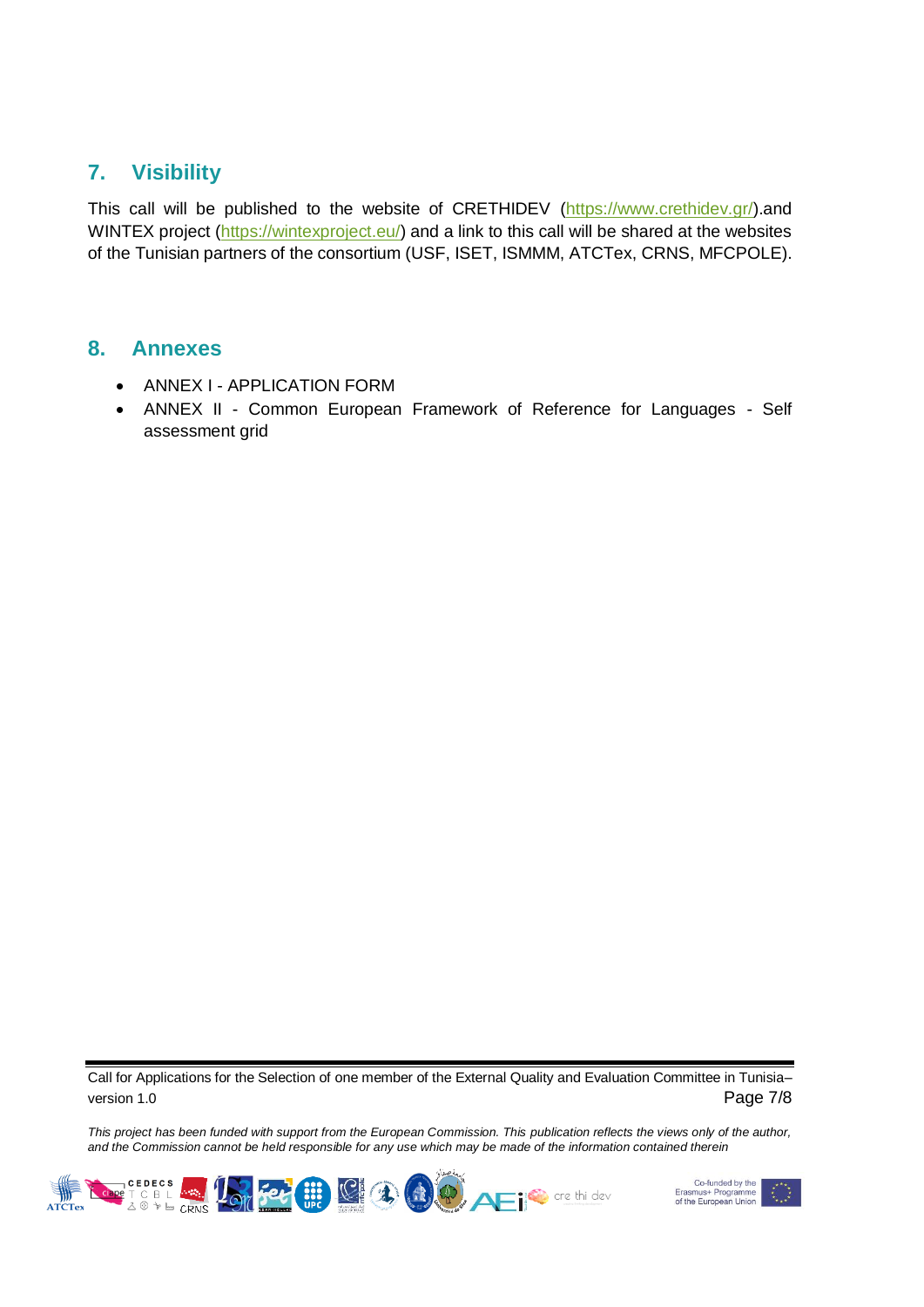## 7. Visibility

This call will be published to the website of CRETHIDEV (https://www.crethidev.gr/).and WINTEX project (https://wintexproject.eu/) and a link to this call will be shared at the websites of the Tunisian partners of the consortium (USF, ISET, ISMMM, ATCTex, CRNS, MFCPOLE).

## 8. Annexes

- ANNEX I - APPLICATION FORM
- ANNEX II - Common European Framework of Reference for Languages - Self assessment grid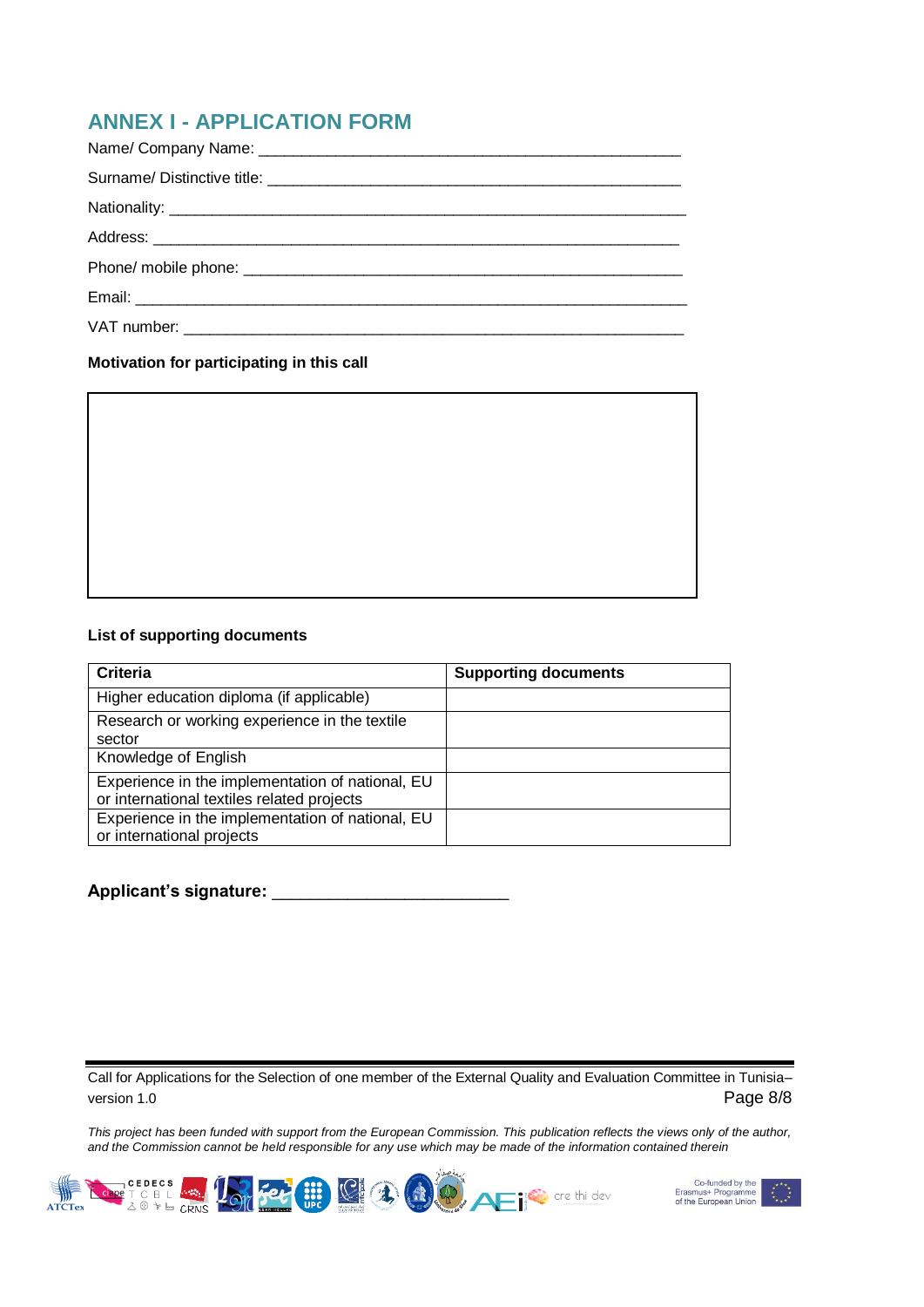# ANNEX I - APPLICATION FORM

Name/ Company Name: ______________________________________________

Surname/ Distinctive title: _________________________________________

Nationality: ______________________________________________________

Address: _________________________________________________________

Phone/ mobile phone: ______________________________________________

Email: ___________________________________________________________

VAT number: _____________________________________________________

**Motivation for participating in this call**

**List of supporting documents**

| Criteria | Supporting documents |
|---|---|
| Higher education diploma (if applicable) | |
| Research or working experience in the textile sector | |
| Knowledge of English | |
| Experience in the implementation of national, EU or international textiles related projects | |
| Experience in the implementation of national, EU or international projects | |

**Applicant's signature:** ________________________

Call for Applications for the Selection of one member of the External Quality and Evaluation Committee in Tunisia– version 1.0

*This project has been funded with support from the European Commission. This publication reflects the views only of the author, and the Commission cannot be held responsible for any use which may be made of the information contained therein*

Co-funded by the Erasmus+ Programme of the European Union